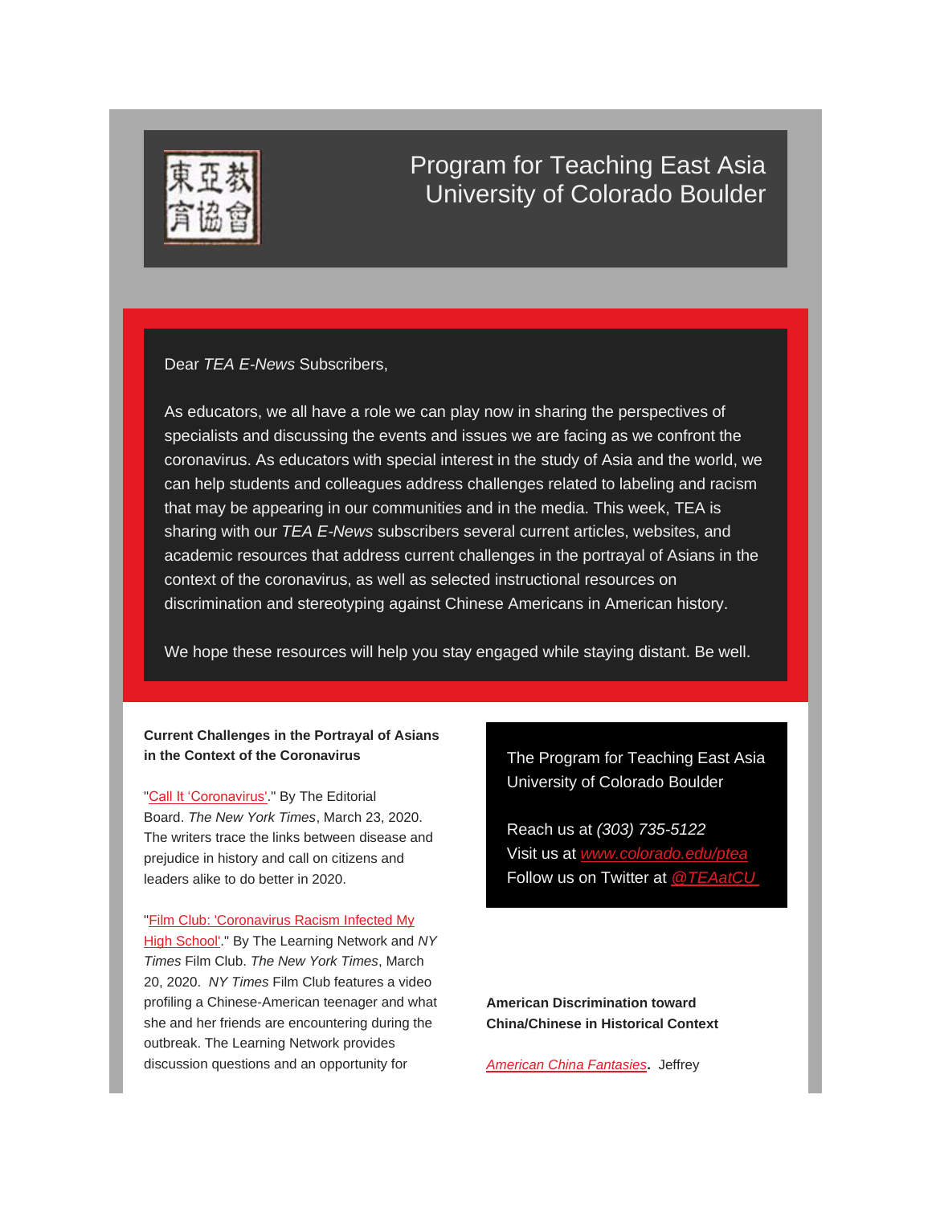東亞教育協會

# Program for Teaching East Asia
## University of Colorado Boulder

Dear *TEA E-News* Subscribers,

As educators, we all have a role we can play now in sharing the perspectives of specialists and discussing the events and issues we are facing as we confront the coronavirus. As educators with special interest in the study of Asia and the world, we can help students and colleagues address challenges related to labeling and racism that may be appearing in our communities and in the media. This week, TEA is sharing with our *TEA E-News* subscribers several current articles, websites, and academic resources that address current challenges in the portrayal of Asians in the context of the coronavirus, as well as selected instructional resources on discrimination and stereotyping against Chinese Americans in American history.

We hope these resources will help you stay engaged while staying distant. Be well.

**Current Challenges in the Portrayal of Asians in the Context of the Coronavirus**

"Call It 'Coronavirus'." By The Editorial Board. *The New York Times*, March 23, 2020. The writers trace the links between disease and prejudice in history and call on citizens and leaders alike to do better in 2020.

"Film Club: 'Coronavirus Racism Infected My High School'." By The Learning Network and *NY Times* Film Club. *The New York Times*, March 20, 2020. *NY Times* Film Club features a video profiling a Chinese-American teenager and what she and her friends are encountering during the outbreak. The Learning Network provides discussion questions and an opportunity for

The Program for Teaching East Asia
University of Colorado Boulder

Reach us at *(303) 735-5122*
Visit us at *www.colorado.edu/ptea*
Follow us on Twitter at *@TEAatCU*

**American Discrimination toward China/Chinese in Historical Context**

*American China Fantasies*. Jeffrey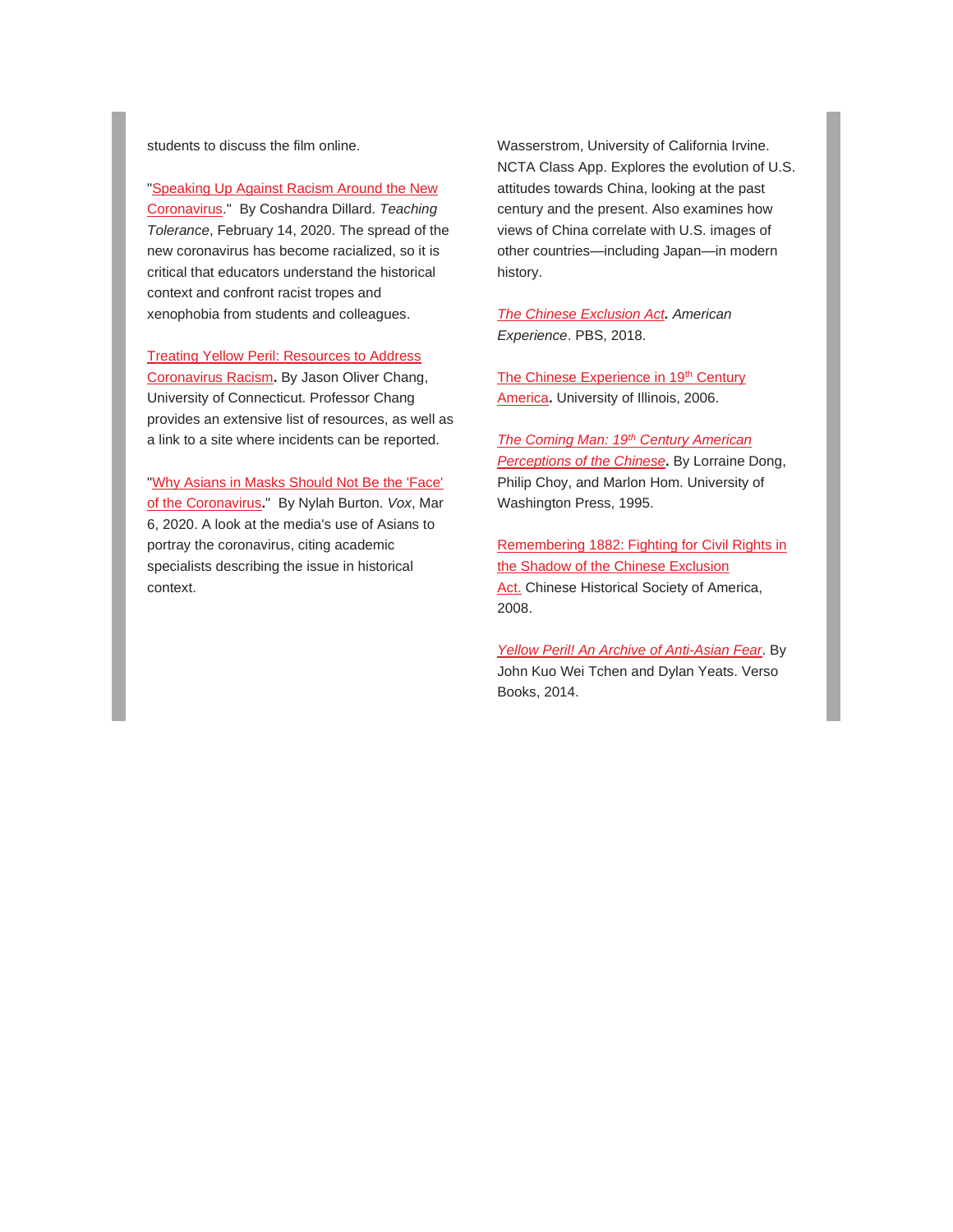students to discuss the film online.

"Speaking Up Against Racism Around the New Coronavirus."  By Coshandra Dillard. *Teaching Tolerance*, February 14, 2020. The spread of the new coronavirus has become racialized, so it is critical that educators understand the historical context and confront racist tropes and xenophobia from students and colleagues.

Treating Yellow Peril: Resources to Address Coronavirus Racism**.** By Jason Oliver Chang, University of Connecticut. Professor Chang provides an extensive list of resources, as well as a link to a site where incidents can be reported.

"Why Asians in Masks Should Not Be the 'Face' of the Coronavirus**.**"  By Nylah Burton. *Vox*, Mar 6, 2020. A look at the media's use of Asians to portray the coronavirus, citing academic specialists describing the issue in historical context.

Wasserstrom, University of California Irvine. NCTA Class App. Explores the evolution of U.S. attitudes towards China, looking at the past century and the present. Also examines how views of China correlate with U.S. images of other countries—including Japan—in modern history.

*The Chinese Exclusion Act***.** *American Experience*. PBS, 2018.

The Chinese Experience in 19th Century America**.** University of Illinois, 2006.

*The Coming Man: 19th Century American Perceptions of the Chinese***.** By Lorraine Dong, Philip Choy, and Marlon Hom. University of Washington Press, 1995.

Remembering 1882: Fighting for Civil Rights in the Shadow of the Chinese Exclusion Act. Chinese Historical Society of America, 2008.

*Yellow Peril! An Archive of Anti-Asian Fear*. By John Kuo Wei Tchen and Dylan Yeats. Verso Books, 2014.